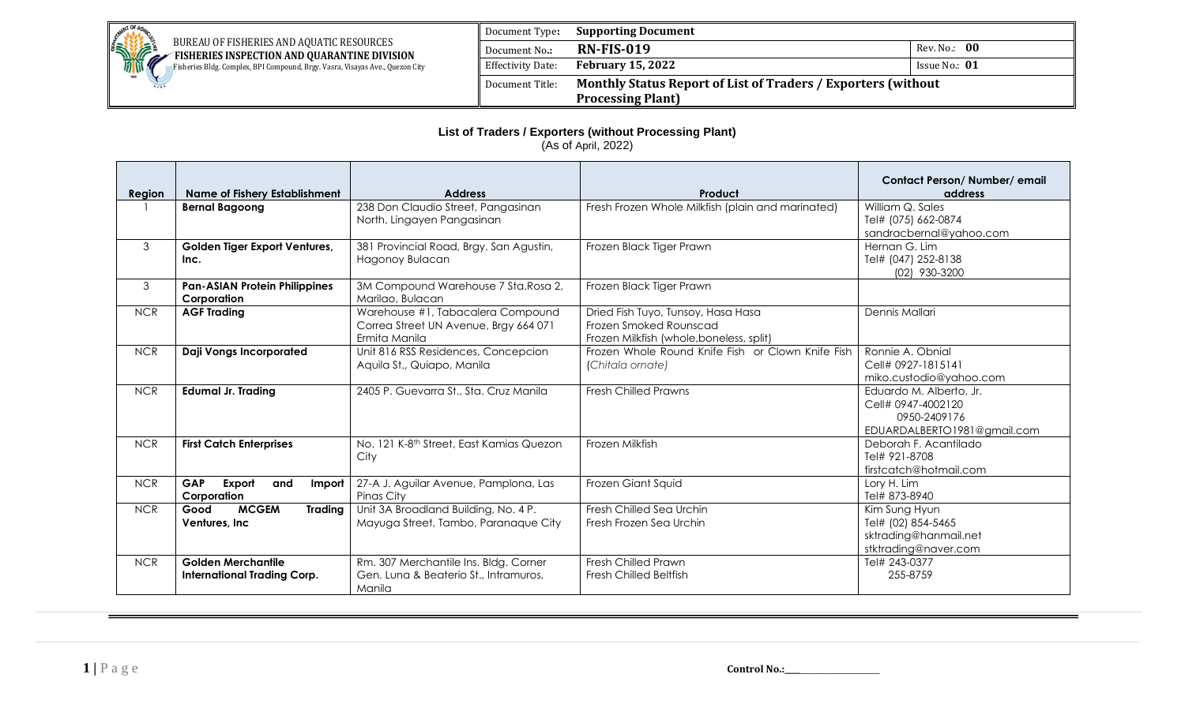| | Document Type: | **Supporting Document** | |
|---|---|---|---|
| BUREAU OF FISHERIES AND AQUATIC RESOURCES **FISHERIES INSPECTION AND QUARANTINE DIVISION** Fisheries Bldg. Complex, BPI Compound, Brgy. Vasra, Visayas Ave., Quezon City | Document No.: | **RN-FIS-019** | Rev. No.: **00** |
| | Effectivity Date: | **February 15, 2022** | Issue No.: **01** |
| | Document Title: | **Monthly Status Report of List of Traders / Exporters (without Processing Plant)** | |

### List of Traders / Exporters (without Processing Plant)

(As of April, 2022)

| Region | Name of Fishery Establishment | Address | Product | Contact Person/ Number/ email address |
|---|---|---|---|---|
| I | **Bernal Bagoong** | 238 Don Claudio Street, Pangasinan North, Lingayen Pangasinan | Fresh Frozen Whole Milkfish (plain and marinated) | William Q. Sales<br>Tel# (075) 662-0874<br>sandracbernal@yahoo.com |
| 3 | **Golden Tiger Export Ventures, Inc.** | 381 Provincial Road, Brgy. San Agustin, Hagonoy Bulacan | Frozen Black Tiger Prawn | Hernan G. Lim<br>Tel# (047) 252-8138<br>(02) 930-3200 |
| 3 | **Pan-ASIAN Protein Philippines Corporation** | 3M Compound Warehouse 7 Sta.Rosa 2, Marilao, Bulacan | Frozen Black Tiger Prawn | |
| NCR | **AGF Trading** | Warehouse #1, Tabacalera Compound Correa Street UN Avenue, Brgy 664 071 Ermita Manila | Dried Fish Tuyo, Tunsoy, Hasa Hasa<br>Frozen Smoked Rounscad<br>Frozen Milkfish (whole,boneless, split) | Dennis Mallari |
| NCR | **Daji Vongs Incorporated** | Unit 816 RSS Residences, Concepcion Aquila St., Quiapo, Manila | Frozen Whole Round Knife Fish or Clown Knife Fish (*Chitala ornate*) | Ronnie A. Obnial<br>Cell# 0927-1815141<br>miko.custodio@yahoo.com |
| NCR | **Edumal Jr. Trading** | 2405 P. Guevarra St., Sta. Cruz Manila | Fresh Chilled Prawns | Eduardo M. Alberto, Jr.<br>Cell# 0947-4002120<br>0950-2409176<br>EDUARDALBERTO1981@gmail.com |
| NCR | **First Catch Enterprises** | No. 121 K-8th Street, East Kamias Quezon City | Frozen Milkfish | Deborah F. Acantilado<br>Tel# 921-8708<br>firstcatch@hotmail.com |
| NCR | **GAP Export and Import Corporation** | 27-A J. Aguilar Avenue, Pamplona, Las Pinas City | Frozen Giant Squid | Lory H. Lim<br>Tel# 873-8940 |
| NCR | **Good MCGEM Trading Ventures, Inc** | Unit 3A Broadland Building, No. 4 P. Mayuga Street, Tambo, Paranaque City | Fresh Chilled Sea Urchin<br>Fresh Frozen Sea Urchin | Kim Sung Hyun<br>Tel# (02) 854-5465<br>sktrading@hanmail.net<br>stktrading@naver.com |
| NCR | **Golden Merchantile International Trading Corp.** | Rm. 307 Merchantile Ins. Bldg. Corner Gen. Luna & Beaterio St., Intramuros, Manila | Fresh Chilled Prawn<br>Fresh Chilled Beltfish | Tel# 243-0377<br>255-8759 |

Control No.:\_\_\_\_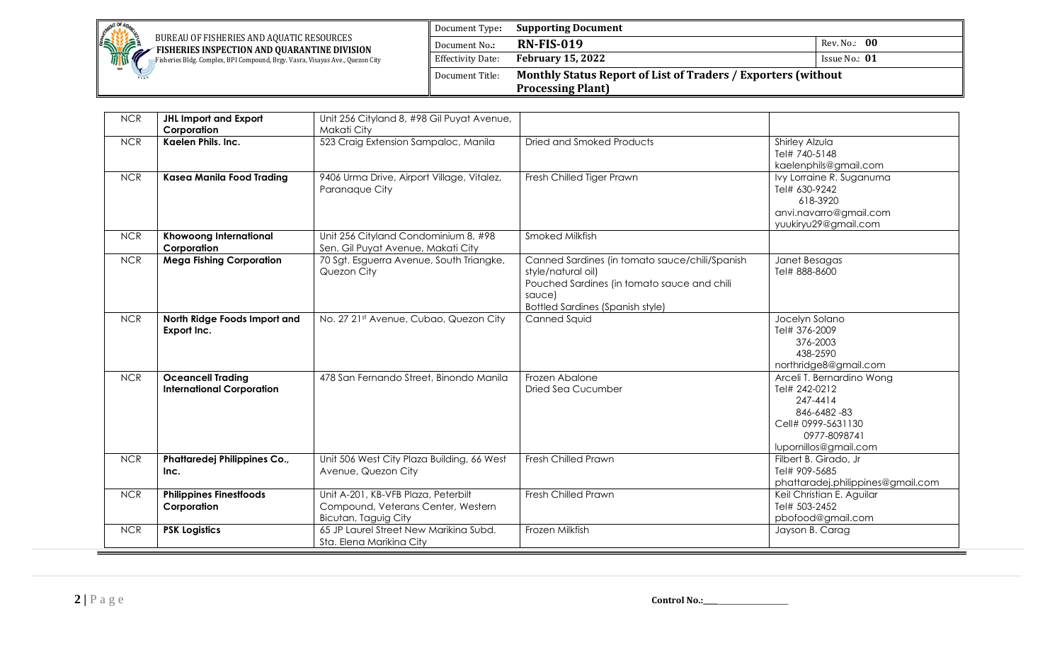| NCR | JHL Import and Export Corporation | Unit 256 Cityland 8, #98 Gil Puyat Avenue, Makati City | | |
|---|---|---|---|---|
| NCR | **Kaelen Phils. Inc.** | 523 Craig Extension Sampaloc, Manila | Dried and Smoked Products | Shirley Alzula<br>Tel# 740-5148<br>kaelenphils@gmail.com |
| NCR | **Kasea Manila Food Trading** | 9406 Urma Drive, Airport Village, Vitalez, Paranaque City | Fresh Chilled Tiger Prawn | Ivy Lorraine R. Suganuma<br>Tel# 630-9242<br>618-3920<br>anvi.navarro@gmail.com<br>yuukiryu29@gmail.com |
| NCR | **Khowoong International Corporation** | Unit 256 Cityland Condominium 8, #98 Sen. Gil Puyat Avenue, Makati City | Smoked Milkfish | |
| NCR | **Mega Fishing Corporation** | 70 Sgt. Esguerra Avenue, South Triangke, Quezon City | Canned Sardines (in tomato sauce/chili/Spanish style/natural oil)<br>Pouched Sardines (in tomato sauce and chili sauce)<br>Bottled Sardines (Spanish style) | Janet Besagas<br>Tel# 888-8600 |
| NCR | **North Ridge Foods Import and Export Inc.** | No. 27 21st Avenue, Cubao, Quezon City | Canned Squid | Jocelyn Solano<br>Tel# 376-2009<br>376-2003<br>438-2590<br>northridge8@gmail.com |
| NCR | **Oceancell Trading International Corporation** | 478 San Fernando Street, Binondo Manila | Frozen Abalone<br>Dried Sea Cucumber | Arceli T. Bernardino Wong<br>Tel# 242-0212<br>247-4414<br>846-6482 -83<br>Cell# 0999-5631130<br>0977-8098741<br>lupornillos@gmail.com |
| NCR | **Phattaredej Philippines Co., Inc.** | Unit 506 West City Plaza Building, 66 West Avenue, Quezon City | Fresh Chilled Prawn | Filbert B. Girado, Jr<br>Tel# 909-5685<br>phattaradej.philippines@gmail.com |
| NCR | **Philippines Finestfoods Corporation** | Unit A-201, KB-VFB Plaza, Peterbilt Compound, Veterans Center, Western Bicutan, Taguig City | Fresh Chilled Prawn | Keil Christian E. Aguilar<br>Tel# 503-2452<br>pbofood@gmail.com |
| NCR | **PSK Logistics** | 65 JP Laurel Street New Marikina Subd. Sta. Elena Marikina City | Frozen Milkfish | Jayson B. Carag |

Control No.:\_\_\_\_\_\_\_\_\_\_\_\_\_\_\_\_\_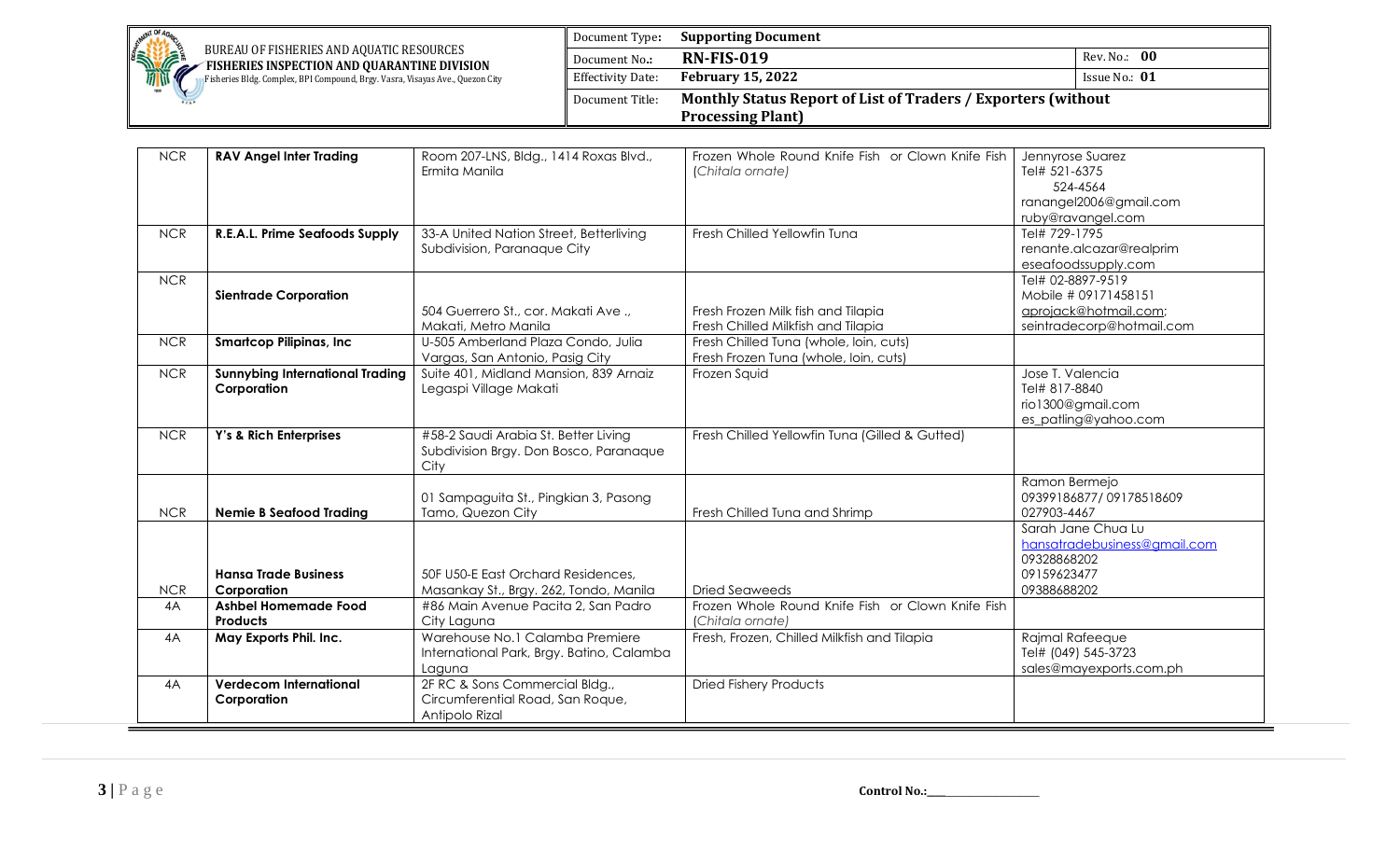| NCR | **RAV Angel Inter Trading** | Room 207-LNS, Bldg., 1414 Roxas Blvd., Ermita Manila | Frozen Whole Round Knife Fish or Clown Knife Fish (*Chitala ornate*) | Jennyrose Suarez<br>Tel# 521-6375<br>524-4564<br>ranangel2006@gmail.com<br>ruby@ravangel.com |
|---|---|---|---|---|
| NCR | **R.E.A.L. Prime Seafoods Supply** | 33-A United Nation Street, Betterliving Subdivision, Paranaque City | Fresh Chilled Yellowfin Tuna | Tel# 729-1795<br>renante.alcazar@realprim eseafoodssupply.com |
| NCR | **Sientrade Corporation** | 504 Guerrero St., cor. Makati Ave ., Makati, Metro Manila | Fresh Frozen Milk fish and Tilapia<br>Fresh Chilled Milkfish and Tilapia | Tel# 02-8897-9519<br>Mobile # 09171458151<br>aprojack@hotmail.com;<br>seintradecorp@hotmail.com |
| NCR | **Smartcop Pilipinas, Inc** | U-505 Amberland Plaza Condo, Julia Vargas, San Antonio, Pasig City | Fresh Chilled Tuna (whole, loin, cuts)<br>Fresh Frozen Tuna (whole, loin, cuts) | |
| NCR | **Sunnybing International Trading Corporation** | Suite 401, Midland Mansion, 839 Arnaiz Legaspi Village Makati | Frozen Squid | Jose T. Valencia<br>Tel# 817-8840<br>rio1300@gmail.com<br>es_patling@yahoo.com |
| NCR | **Y's & Rich Enterprises** | #58-2 Saudi Arabia St. Better Living Subdivision Brgy. Don Bosco, Paranaque City | Fresh Chilled Yellowfin Tuna (Gilled & Gutted) | |
| NCR | **Nemie B Seafood Trading** | 01 Sampaguita St., Pingkian 3, Pasong Tamo, Quezon City | Fresh Chilled Tuna and Shrimp | Ramon Bermejo<br>09399186877/ 09178518609<br>027903-4467 |
| NCR | **Hansa Trade Business Corporation** | 50F U50-E East Orchard Residences, Masankay St., Brgy. 262, Tondo, Manila | Dried Seaweeds | Sarah Jane Chua Lu<br>hansatradebusiness@gmail.com<br>09328868202<br>09159623477<br>09388688202 |
| 4A | **Ashbel Homemade Food Products** | #86 Main Avenue Pacita 2, San Pedro City Laguna | Frozen Whole Round Knife Fish or Clown Knife Fish (*Chitala ornate*) | |
| 4A | **May Exports Phil. Inc.** | Warehouse No.1 Calamba Premiere International Park, Brgy. Batino, Calamba Laguna | Fresh, Frozen, Chilled Milkfish and Tilapia | Rajmal Rafeeque<br>Tel# (049) 545-3723<br>sales@mayexports.com.ph |
| 4A | **Verdecom International Corporation** | 2F RC & Sons Commercial Bldg., Circumferential Road, San Roque, Antipolo Rizal | Dried Fishery Products | |

Control No.:\_\_\_\_\_\_\_\_\_\_\_\_\_\_\_\_\_\_\_\_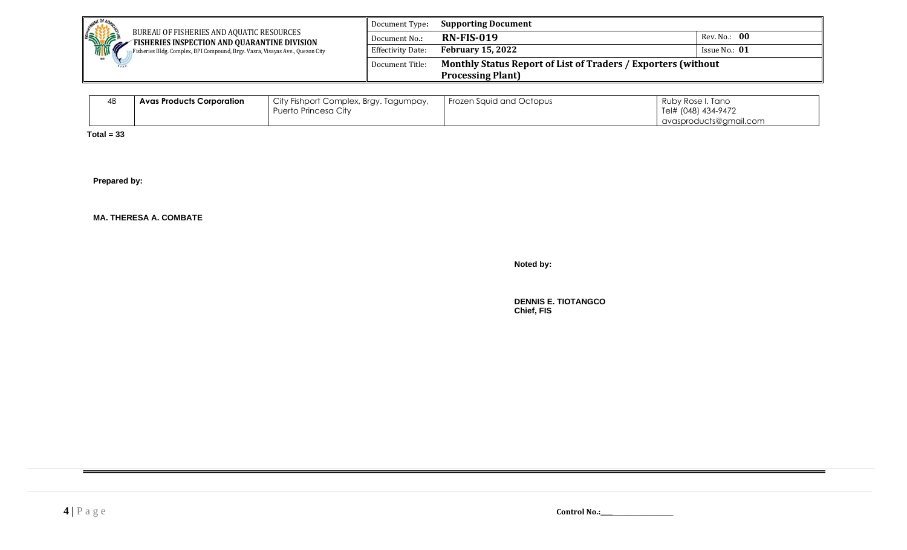| | | | | |
|---|---|---|---|---|
| 48 | **Avas Products Corporation** | City Fishport Complex, Brgy. Tagumpay, Puerto Princesa City | Frozen Squid and Octopus | Ruby Rose I. Tano<br>Tel# (048) 434-9472<br>avasproducts@gmail.com |

**Total = 33**

**Prepared by:**

**MA. THERESA A. COMBATE**

**Noted by:**

**DENNIS E. TIOTANGCO**
**Chief, FIS**

**Control No.:\_\_\_\_\_\_\_\_\_\_\_\_\_\_\_\_\_\_\_\_**